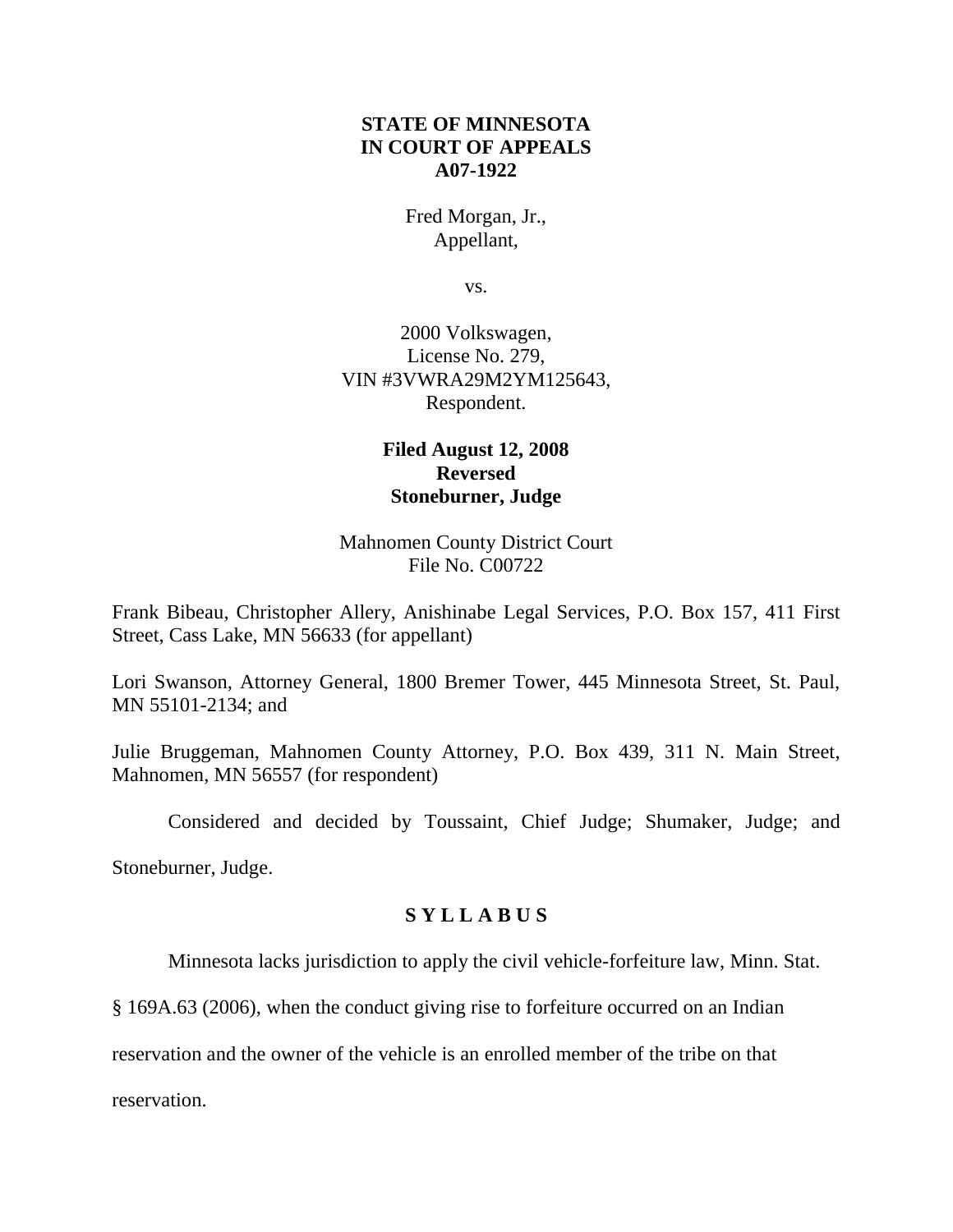**STATE OF MINNESOTA**
**IN COURT OF APPEALS**
**A07-1922**

Fred Morgan, Jr.,
Appellant,

vs.

2000 Volkswagen,
License No. 279,
VIN #3VWRA29M2YM125643,
Respondent.

**Filed August 12, 2008**
**Reversed**
**Stoneburner, Judge**

Mahnomen County District Court
File No. C00722

Frank Bibeau, Christopher Allery, Anishinabe Legal Services, P.O. Box 157, 411 First Street, Cass Lake, MN 56633 (for appellant)

Lori Swanson, Attorney General, 1800 Bremer Tower, 445 Minnesota Street, St. Paul, MN 55101-2134; and

Julie Bruggeman, Mahnomen County Attorney, P.O. Box 439, 311 N. Main Street, Mahnomen, MN 56557 (for respondent)

Considered and decided by Toussaint, Chief Judge; Shumaker, Judge; and Stoneburner, Judge.

## S Y L L A B U S

Minnesota lacks jurisdiction to apply the civil vehicle-forfeiture law, Minn. Stat. § 169A.63 (2006), when the conduct giving rise to forfeiture occurred on an Indian reservation and the owner of the vehicle is an enrolled member of the tribe on that reservation.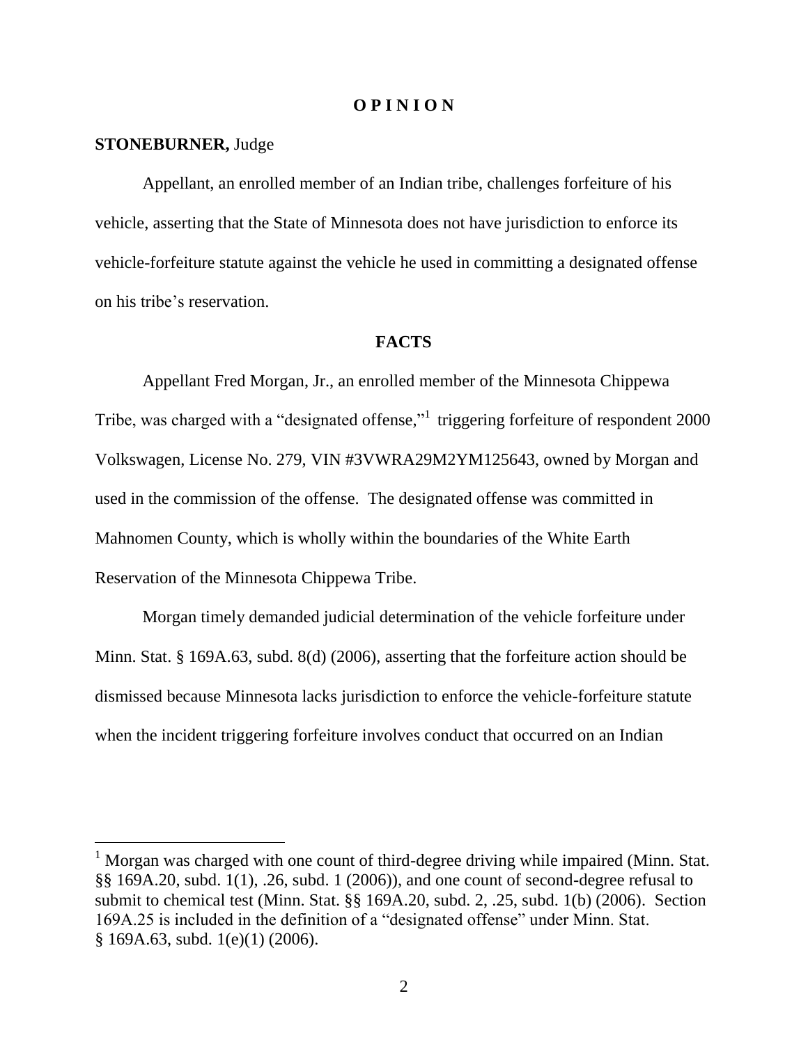# O P I N I O N

**STONEBURNER,** Judge

Appellant, an enrolled member of an Indian tribe, challenges forfeiture of his vehicle, asserting that the State of Minnesota does not have jurisdiction to enforce its vehicle-forfeiture statute against the vehicle he used in committing a designated offense on his tribe's reservation.

## FACTS

Appellant Fred Morgan, Jr., an enrolled member of the Minnesota Chippewa Tribe, was charged with a "designated offense,"[1] triggering forfeiture of respondent 2000 Volkswagen, License No. 279, VIN #3VWRA29M2YM125643, owned by Morgan and used in the commission of the offense. The designated offense was committed in Mahnomen County, which is wholly within the boundaries of the White Earth Reservation of the Minnesota Chippewa Tribe.

Morgan timely demanded judicial determination of the vehicle forfeiture under Minn. Stat. § 169A.63, subd. 8(d) (2006), asserting that the forfeiture action should be dismissed because Minnesota lacks jurisdiction to enforce the vehicle-forfeiture statute when the incident triggering forfeiture involves conduct that occurred on an Indian

---

[1] Morgan was charged with one count of third-degree driving while impaired (Minn. Stat. §§ 169A.20, subd. 1(1), .26, subd. 1 (2006)), and one count of second-degree refusal to submit to chemical test (Minn. Stat. §§ 169A.20, subd. 2, .25, subd. 1(b) (2006). Section 169A.25 is included in the definition of a "designated offense" under Minn. Stat. § 169A.63, subd. 1(e)(1) (2006).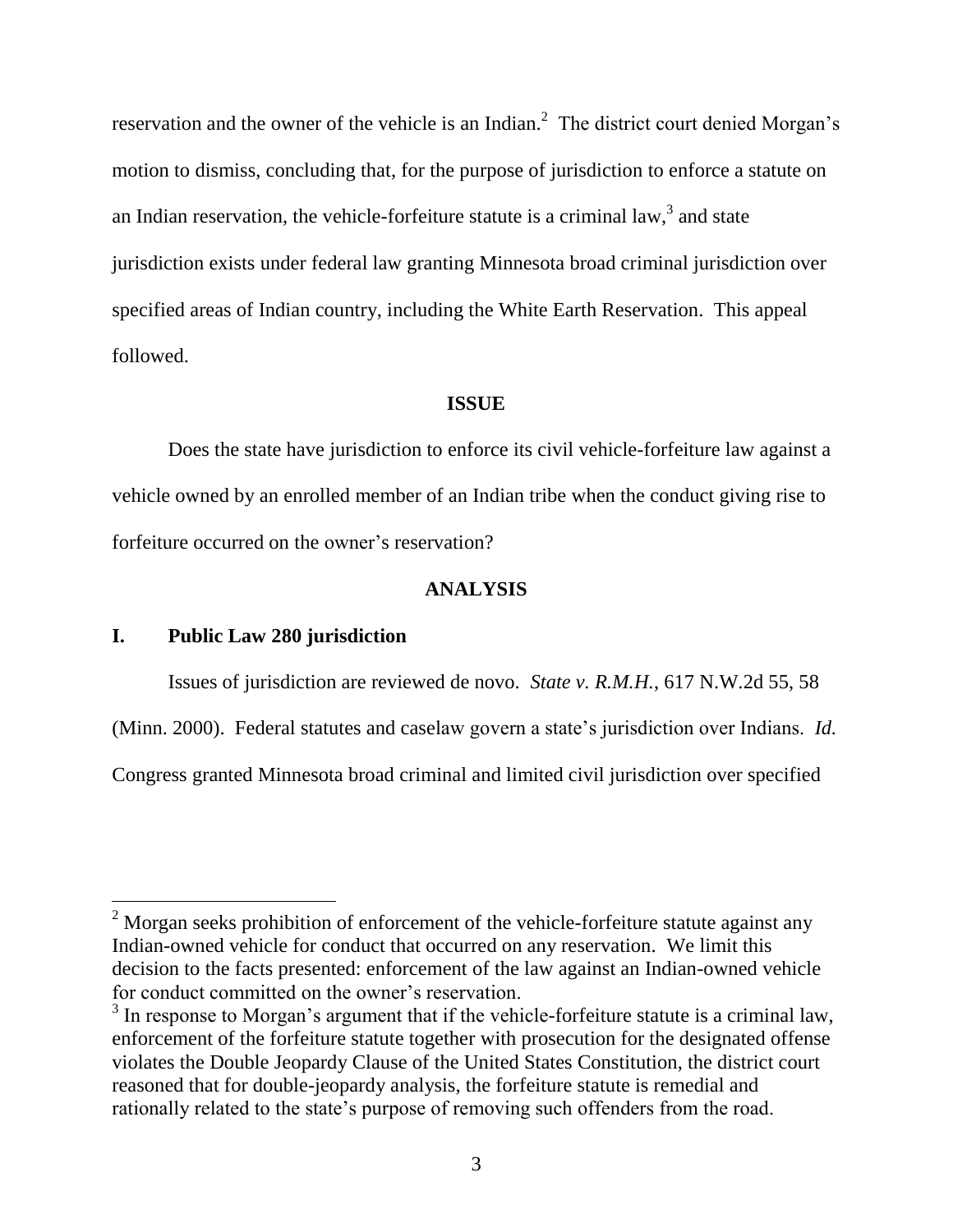reservation and the owner of the vehicle is an Indian.[2] The district court denied Morgan's motion to dismiss, concluding that, for the purpose of jurisdiction to enforce a statute on an Indian reservation, the vehicle-forfeiture statute is a criminal law,[3] and state jurisdiction exists under federal law granting Minnesota broad criminal jurisdiction over specified areas of Indian country, including the White Earth Reservation. This appeal followed.

**ISSUE**

Does the state have jurisdiction to enforce its civil vehicle-forfeiture law against a vehicle owned by an enrolled member of an Indian tribe when the conduct giving rise to forfeiture occurred on the owner's reservation?

**ANALYSIS**

**I. Public Law 280 jurisdiction**

Issues of jurisdiction are reviewed de novo. *State v. R.M.H.*, 617 N.W.2d 55, 58 (Minn. 2000). Federal statutes and caselaw govern a state's jurisdiction over Indians. *Id.* Congress granted Minnesota broad criminal and limited civil jurisdiction over specified

---

[2] Morgan seeks prohibition of enforcement of the vehicle-forfeiture statute against any Indian-owned vehicle for conduct that occurred on any reservation. We limit this decision to the facts presented: enforcement of the law against an Indian-owned vehicle for conduct committed on the owner's reservation.

[3] In response to Morgan's argument that if the vehicle-forfeiture statute is a criminal law, enforcement of the forfeiture statute together with prosecution for the designated offense violates the Double Jeopardy Clause of the United States Constitution, the district court reasoned that for double-jeopardy analysis, the forfeiture statute is remedial and rationally related to the state's purpose of removing such offenders from the road.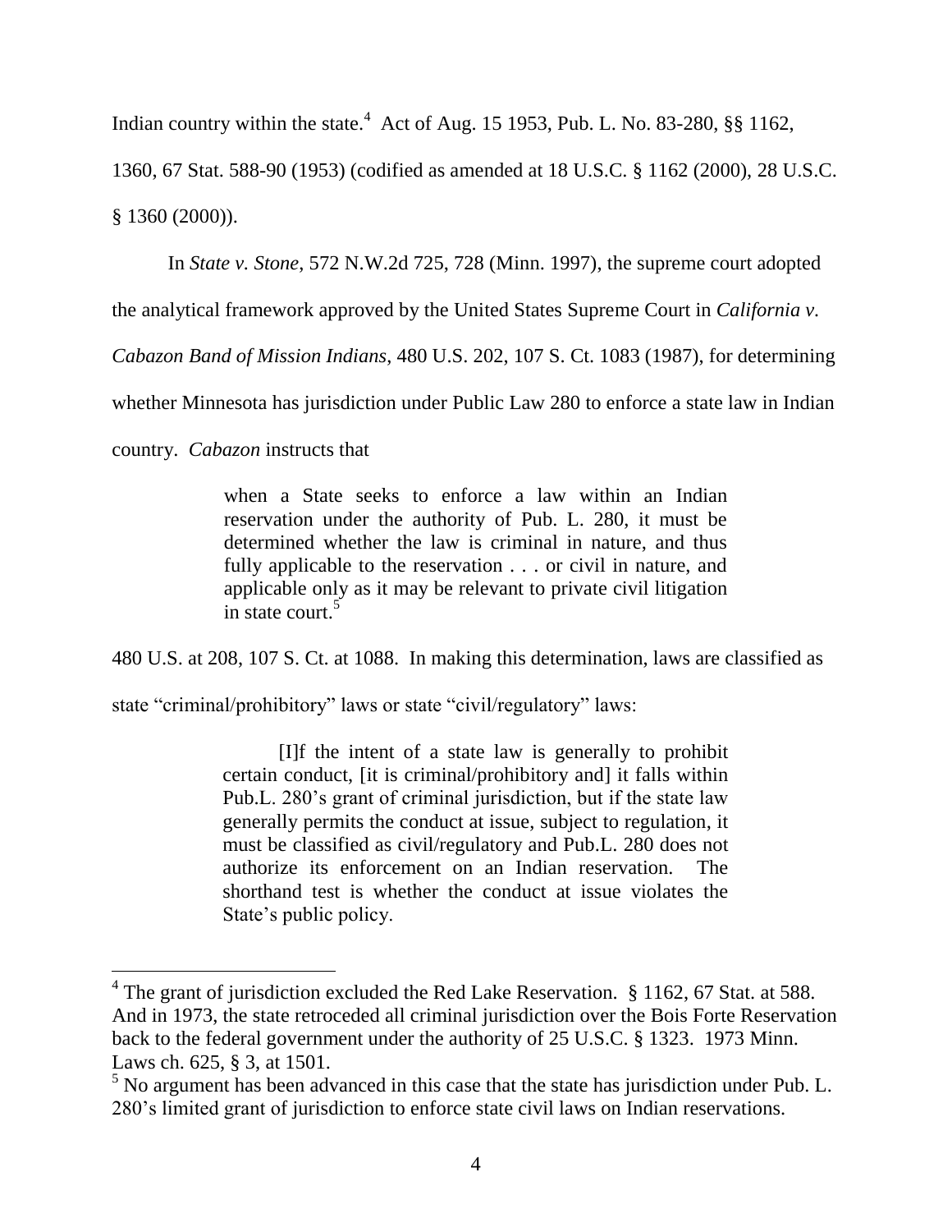Indian country within the state.[4] Act of Aug. 15 1953, Pub. L. No. 83-280, §§ 1162, 1360, 67 Stat. 588-90 (1953) (codified as amended at 18 U.S.C. § 1162 (2000), 28 U.S.C. § 1360 (2000)).

In *State v. Stone*, 572 N.W.2d 725, 728 (Minn. 1997), the supreme court adopted the analytical framework approved by the United States Supreme Court in *California v. Cabazon Band of Mission Indians*, 480 U.S. 202, 107 S. Ct. 1083 (1987), for determining whether Minnesota has jurisdiction under Public Law 280 to enforce a state law in Indian country. *Cabazon* instructs that

> when a State seeks to enforce a law within an Indian reservation under the authority of Pub. L. 280, it must be determined whether the law is criminal in nature, and thus fully applicable to the reservation . . . or civil in nature, and applicable only as it may be relevant to private civil litigation in state court.[5]

480 U.S. at 208, 107 S. Ct. at 1088. In making this determination, laws are classified as state "criminal/prohibitory" laws or state "civil/regulatory" laws:

> [I]f the intent of a state law is generally to prohibit certain conduct, [it is criminal/prohibitory and] it falls within Pub.L. 280's grant of criminal jurisdiction, but if the state law generally permits the conduct at issue, subject to regulation, it must be classified as civil/regulatory and Pub.L. 280 does not authorize its enforcement on an Indian reservation. The shorthand test is whether the conduct at issue violates the State's public policy.

---

[4] The grant of jurisdiction excluded the Red Lake Reservation. § 1162, 67 Stat. at 588. And in 1973, the state retroceded all criminal jurisdiction over the Bois Forte Reservation back to the federal government under the authority of 25 U.S.C. § 1323. 1973 Minn. Laws ch. 625, § 3, at 1501.

[5] No argument has been advanced in this case that the state has jurisdiction under Pub. L. 280's limited grant of jurisdiction to enforce state civil laws on Indian reservations.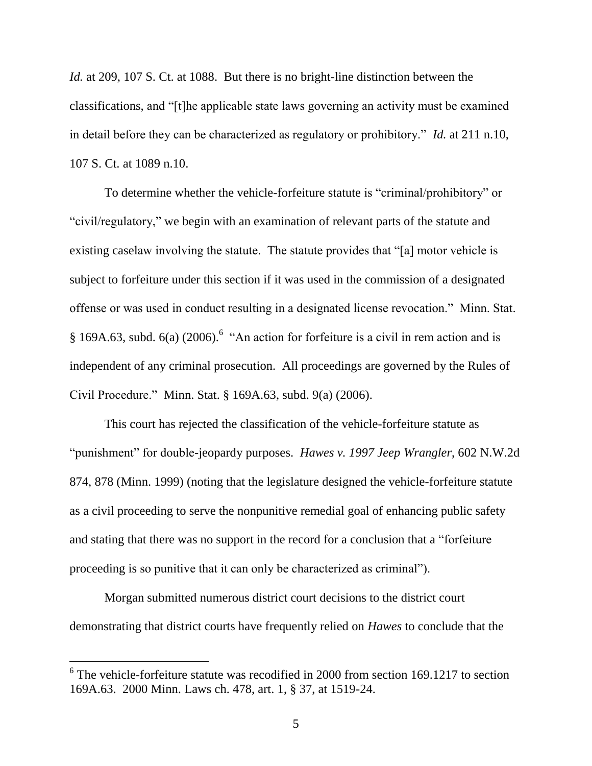*Id.* at 209, 107 S. Ct. at 1088. But there is no bright-line distinction between the classifications, and "[t]he applicable state laws governing an activity must be examined in detail before they can be characterized as regulatory or prohibitory." *Id.* at 211 n.10, 107 S. Ct. at 1089 n.10.

To determine whether the vehicle-forfeiture statute is "criminal/prohibitory" or "civil/regulatory," we begin with an examination of relevant parts of the statute and existing caselaw involving the statute. The statute provides that "[a] motor vehicle is subject to forfeiture under this section if it was used in the commission of a designated offense or was used in conduct resulting in a designated license revocation." Minn. Stat. § 169A.63, subd. 6(a) (2006).[6] "An action for forfeiture is a civil in rem action and is independent of any criminal prosecution. All proceedings are governed by the Rules of Civil Procedure." Minn. Stat. § 169A.63, subd. 9(a) (2006).

This court has rejected the classification of the vehicle-forfeiture statute as "punishment" for double-jeopardy purposes. *Hawes v. 1997 Jeep Wrangler*, 602 N.W.2d 874, 878 (Minn. 1999) (noting that the legislature designed the vehicle-forfeiture statute as a civil proceeding to serve the nonpunitive remedial goal of enhancing public safety and stating that there was no support in the record for a conclusion that a "forfeiture proceeding is so punitive that it can only be characterized as criminal").

Morgan submitted numerous district court decisions to the district court demonstrating that district courts have frequently relied on *Hawes* to conclude that the

---

[6] The vehicle-forfeiture statute was recodified in 2000 from section 169.1217 to section 169A.63. 2000 Minn. Laws ch. 478, art. 1, § 37, at 1519-24.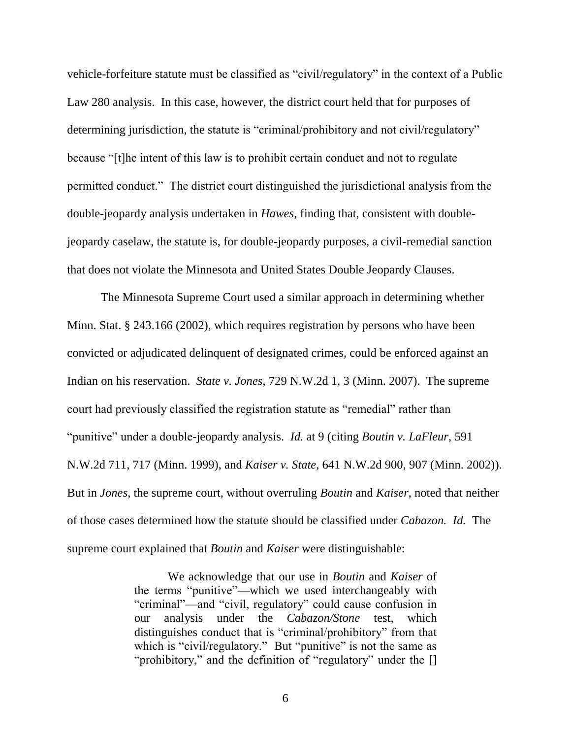vehicle-forfeiture statute must be classified as "civil/regulatory" in the context of a Public Law 280 analysis. In this case, however, the district court held that for purposes of determining jurisdiction, the statute is "criminal/prohibitory and not civil/regulatory" because "[t]he intent of this law is to prohibit certain conduct and not to regulate permitted conduct." The district court distinguished the jurisdictional analysis from the double-jeopardy analysis undertaken in *Hawes*, finding that, consistent with double-jeopardy caselaw, the statute is, for double-jeopardy purposes, a civil-remedial sanction that does not violate the Minnesota and United States Double Jeopardy Clauses.

The Minnesota Supreme Court used a similar approach in determining whether Minn. Stat. § 243.166 (2002), which requires registration by persons who have been convicted or adjudicated delinquent of designated crimes, could be enforced against an Indian on his reservation. *State v. Jones*, 729 N.W.2d 1, 3 (Minn. 2007). The supreme court had previously classified the registration statute as "remedial" rather than "punitive" under a double-jeopardy analysis. *Id.* at 9 (citing *Boutin v. LaFleur*, 591 N.W.2d 711, 717 (Minn. 1999), and *Kaiser v. State*, 641 N.W.2d 900, 907 (Minn. 2002)). But in *Jones*, the supreme court, without overruling *Boutin* and *Kaiser*, noted that neither of those cases determined how the statute should be classified under *Cabazon. Id.* The supreme court explained that *Boutin* and *Kaiser* were distinguishable:

> We acknowledge that our use in *Boutin* and *Kaiser* of the terms "punitive"—which we used interchangeably with "criminal"—and "civil, regulatory" could cause confusion in our analysis under the *Cabazon/Stone* test, which distinguishes conduct that is "criminal/prohibitory" from that which is "civil/regulatory." But "punitive" is not the same as "prohibitory," and the definition of "regulatory" under the []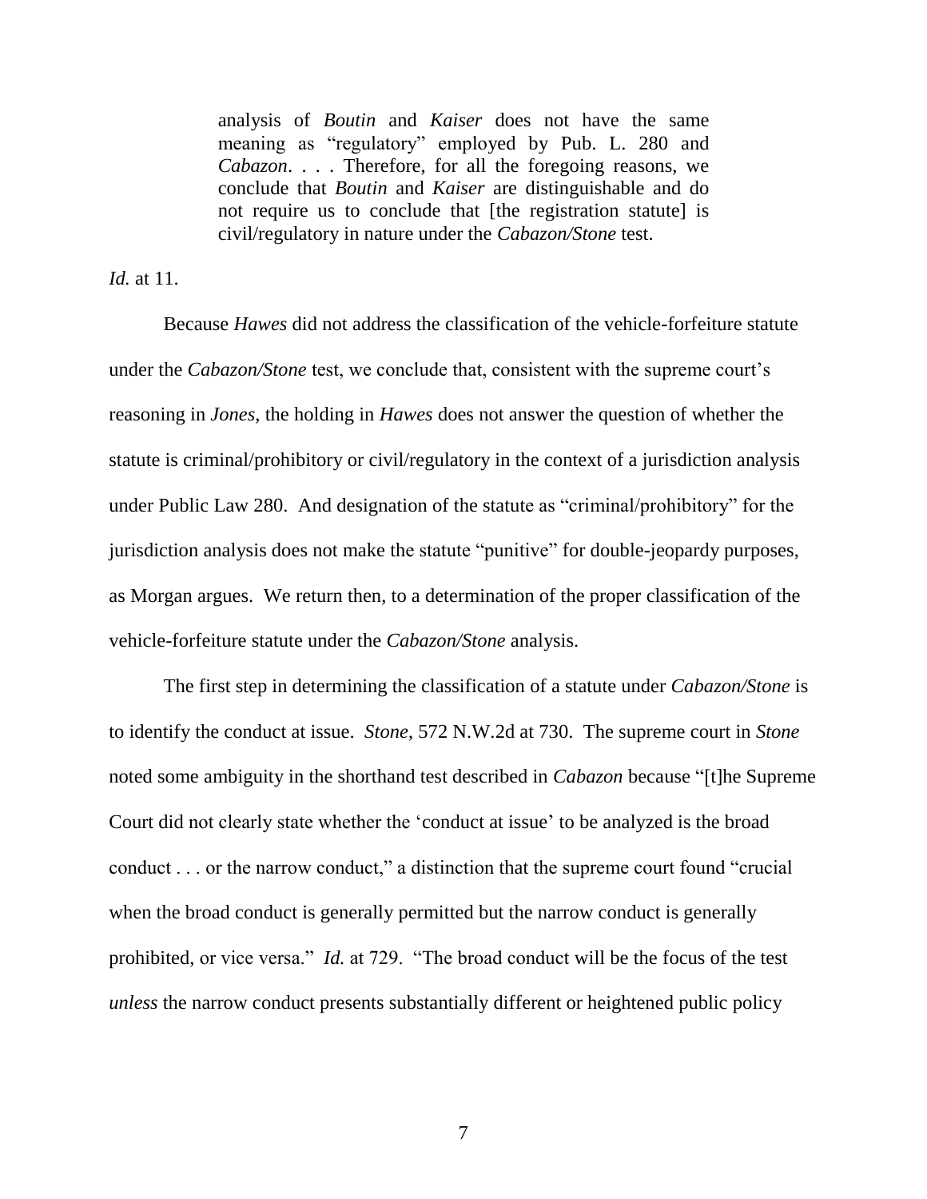> analysis of *Boutin* and *Kaiser* does not have the same meaning as "regulatory" employed by Pub. L. 280 and *Cabazon*. . . . Therefore, for all the foregoing reasons, we conclude that *Boutin* and *Kaiser* are distinguishable and do not require us to conclude that [the registration statute] is civil/regulatory in nature under the *Cabazon/Stone* test.

*Id.* at 11.

Because *Hawes* did not address the classification of the vehicle-forfeiture statute under the *Cabazon/Stone* test, we conclude that, consistent with the supreme court's reasoning in *Jones*, the holding in *Hawes* does not answer the question of whether the statute is criminal/prohibitory or civil/regulatory in the context of a jurisdiction analysis under Public Law 280. And designation of the statute as "criminal/prohibitory" for the jurisdiction analysis does not make the statute "punitive" for double-jeopardy purposes, as Morgan argues. We return then, to a determination of the proper classification of the vehicle-forfeiture statute under the *Cabazon/Stone* analysis.

The first step in determining the classification of a statute under *Cabazon/Stone* is to identify the conduct at issue. *Stone*, 572 N.W.2d at 730. The supreme court in *Stone* noted some ambiguity in the shorthand test described in *Cabazon* because "[t]he Supreme Court did not clearly state whether the 'conduct at issue' to be analyzed is the broad conduct . . . or the narrow conduct," a distinction that the supreme court found "crucial when the broad conduct is generally permitted but the narrow conduct is generally prohibited, or vice versa." *Id.* at 729. "The broad conduct will be the focus of the test *unless* the narrow conduct presents substantially different or heightened public policy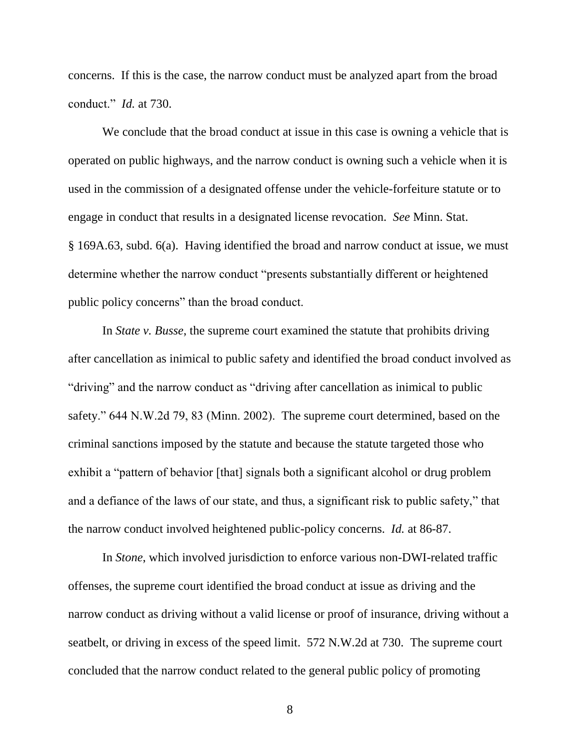concerns. If this is the case, the narrow conduct must be analyzed apart from the broad conduct." *Id.* at 730.

We conclude that the broad conduct at issue in this case is owning a vehicle that is operated on public highways, and the narrow conduct is owning such a vehicle when it is used in the commission of a designated offense under the vehicle-forfeiture statute or to engage in conduct that results in a designated license revocation. *See* Minn. Stat. § 169A.63, subd. 6(a). Having identified the broad and narrow conduct at issue, we must determine whether the narrow conduct "presents substantially different or heightened public policy concerns" than the broad conduct.

In *State v. Busse*, the supreme court examined the statute that prohibits driving after cancellation as inimical to public safety and identified the broad conduct involved as "driving" and the narrow conduct as "driving after cancellation as inimical to public safety." 644 N.W.2d 79, 83 (Minn. 2002). The supreme court determined, based on the criminal sanctions imposed by the statute and because the statute targeted those who exhibit a "pattern of behavior [that] signals both a significant alcohol or drug problem and a defiance of the laws of our state, and thus, a significant risk to public safety," that the narrow conduct involved heightened public-policy concerns. *Id.* at 86-87.

In *Stone*, which involved jurisdiction to enforce various non-DWI-related traffic offenses, the supreme court identified the broad conduct at issue as driving and the narrow conduct as driving without a valid license or proof of insurance, driving without a seatbelt, or driving in excess of the speed limit. 572 N.W.2d at 730. The supreme court concluded that the narrow conduct related to the general public policy of promoting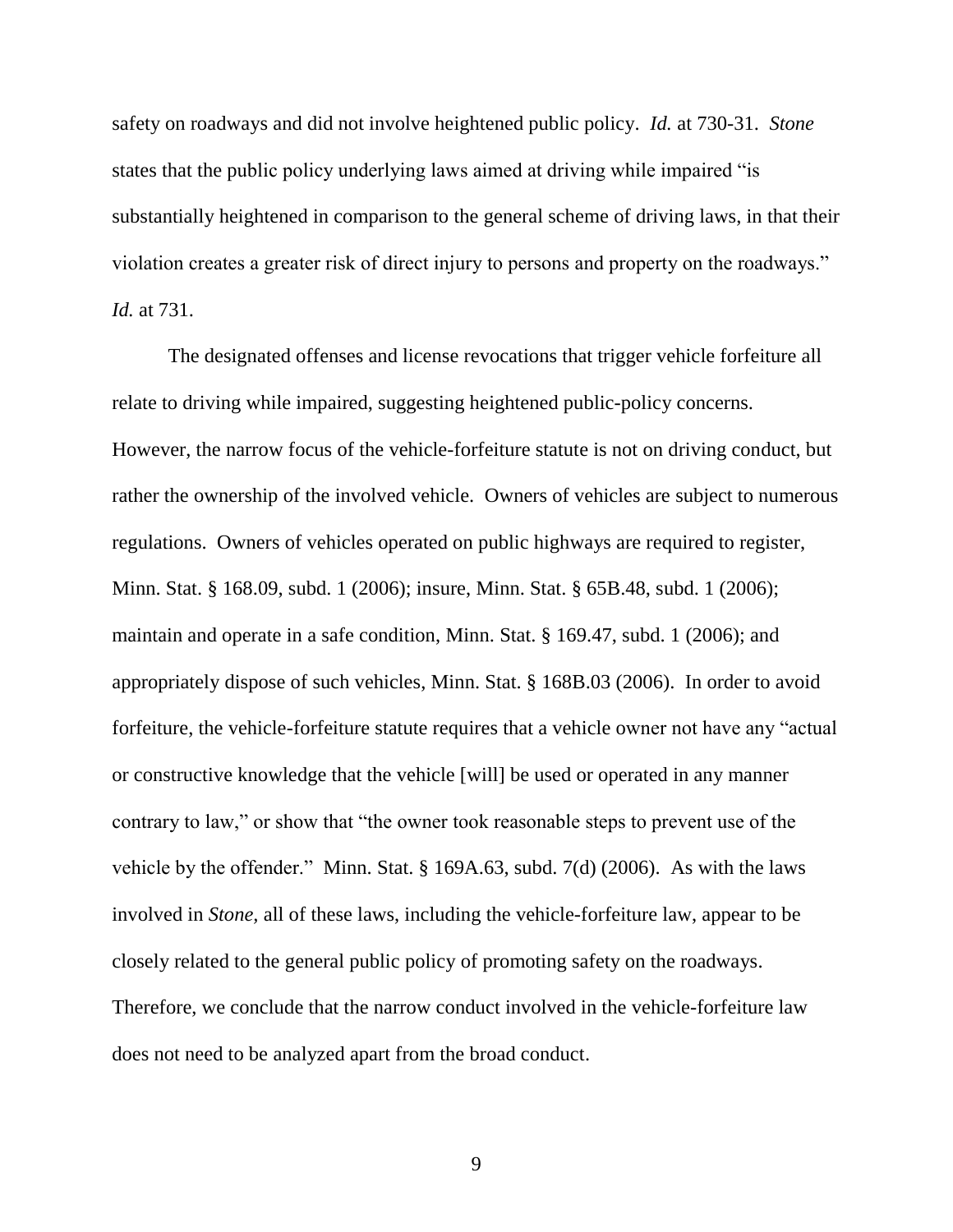safety on roadways and did not involve heightened public policy. *Id.* at 730-31. *Stone* states that the public policy underlying laws aimed at driving while impaired "is substantially heightened in comparison to the general scheme of driving laws, in that their violation creates a greater risk of direct injury to persons and property on the roadways." *Id.* at 731.

The designated offenses and license revocations that trigger vehicle forfeiture all relate to driving while impaired, suggesting heightened public-policy concerns. However, the narrow focus of the vehicle-forfeiture statute is not on driving conduct, but rather the ownership of the involved vehicle. Owners of vehicles are subject to numerous regulations. Owners of vehicles operated on public highways are required to register, Minn. Stat. § 168.09, subd. 1 (2006); insure, Minn. Stat. § 65B.48, subd. 1 (2006); maintain and operate in a safe condition, Minn. Stat. § 169.47, subd. 1 (2006); and appropriately dispose of such vehicles, Minn. Stat. § 168B.03 (2006). In order to avoid forfeiture, the vehicle-forfeiture statute requires that a vehicle owner not have any "actual or constructive knowledge that the vehicle [will] be used or operated in any manner contrary to law," or show that "the owner took reasonable steps to prevent use of the vehicle by the offender." Minn. Stat. § 169A.63, subd. 7(d) (2006). As with the laws involved in *Stone,* all of these laws, including the vehicle-forfeiture law, appear to be closely related to the general public policy of promoting safety on the roadways. Therefore, we conclude that the narrow conduct involved in the vehicle-forfeiture law does not need to be analyzed apart from the broad conduct.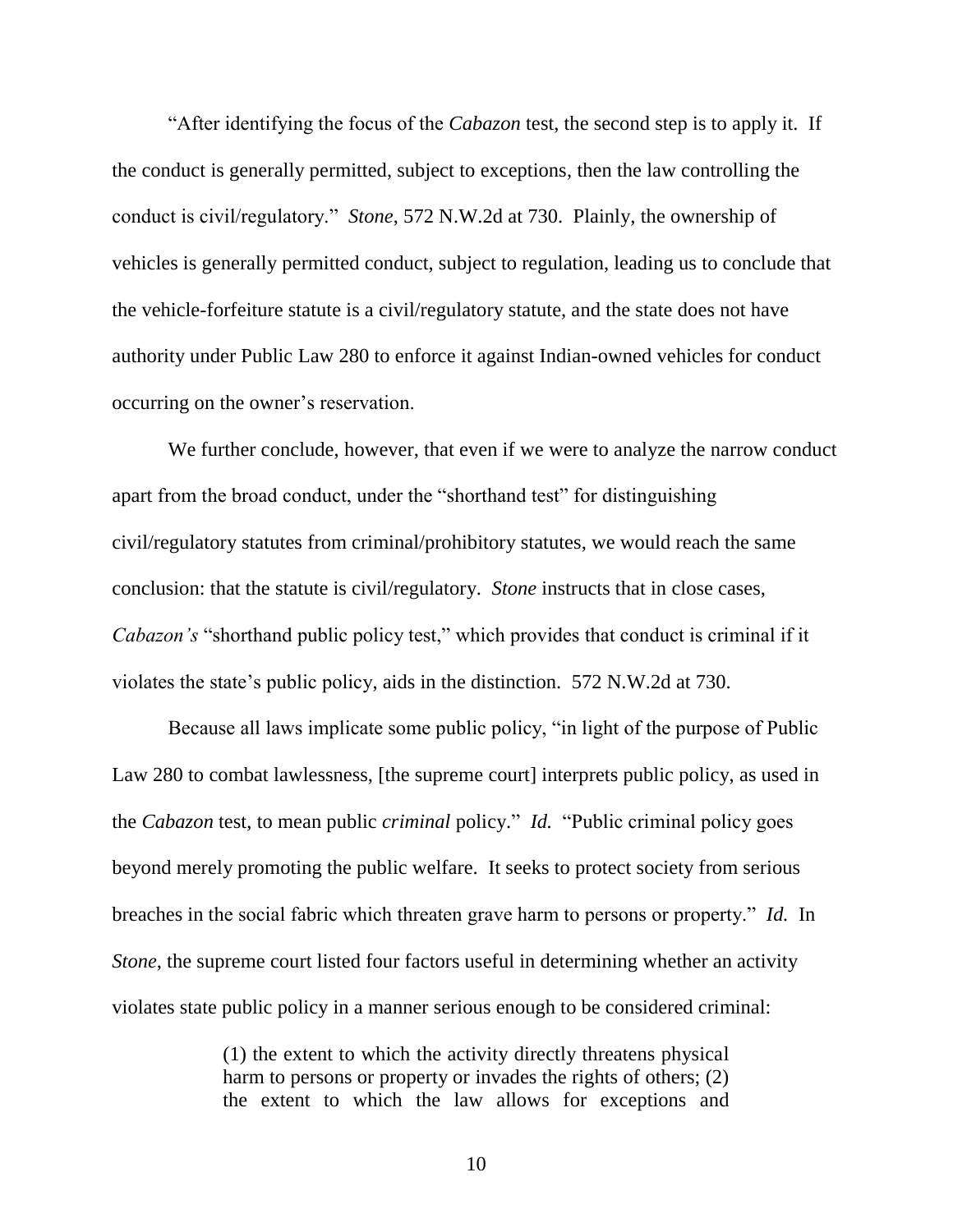"After identifying the focus of the *Cabazon* test, the second step is to apply it. If the conduct is generally permitted, subject to exceptions, then the law controlling the conduct is civil/regulatory." *Stone*, 572 N.W.2d at 730. Plainly, the ownership of vehicles is generally permitted conduct, subject to regulation, leading us to conclude that the vehicle-forfeiture statute is a civil/regulatory statute, and the state does not have authority under Public Law 280 to enforce it against Indian-owned vehicles for conduct occurring on the owner's reservation.

We further conclude, however, that even if we were to analyze the narrow conduct apart from the broad conduct, under the "shorthand test" for distinguishing civil/regulatory statutes from criminal/prohibitory statutes, we would reach the same conclusion: that the statute is civil/regulatory. *Stone* instructs that in close cases, *Cabazon's* "shorthand public policy test," which provides that conduct is criminal if it violates the state's public policy, aids in the distinction. 572 N.W.2d at 730.

Because all laws implicate some public policy, "in light of the purpose of Public Law 280 to combat lawlessness, [the supreme court] interprets public policy, as used in the *Cabazon* test, to mean public *criminal* policy." *Id.* "Public criminal policy goes beyond merely promoting the public welfare. It seeks to protect society from serious breaches in the social fabric which threaten grave harm to persons or property." *Id.* In *Stone*, the supreme court listed four factors useful in determining whether an activity violates state public policy in a manner serious enough to be considered criminal:

> (1) the extent to which the activity directly threatens physical harm to persons or property or invades the rights of others; (2) the extent to which the law allows for exceptions and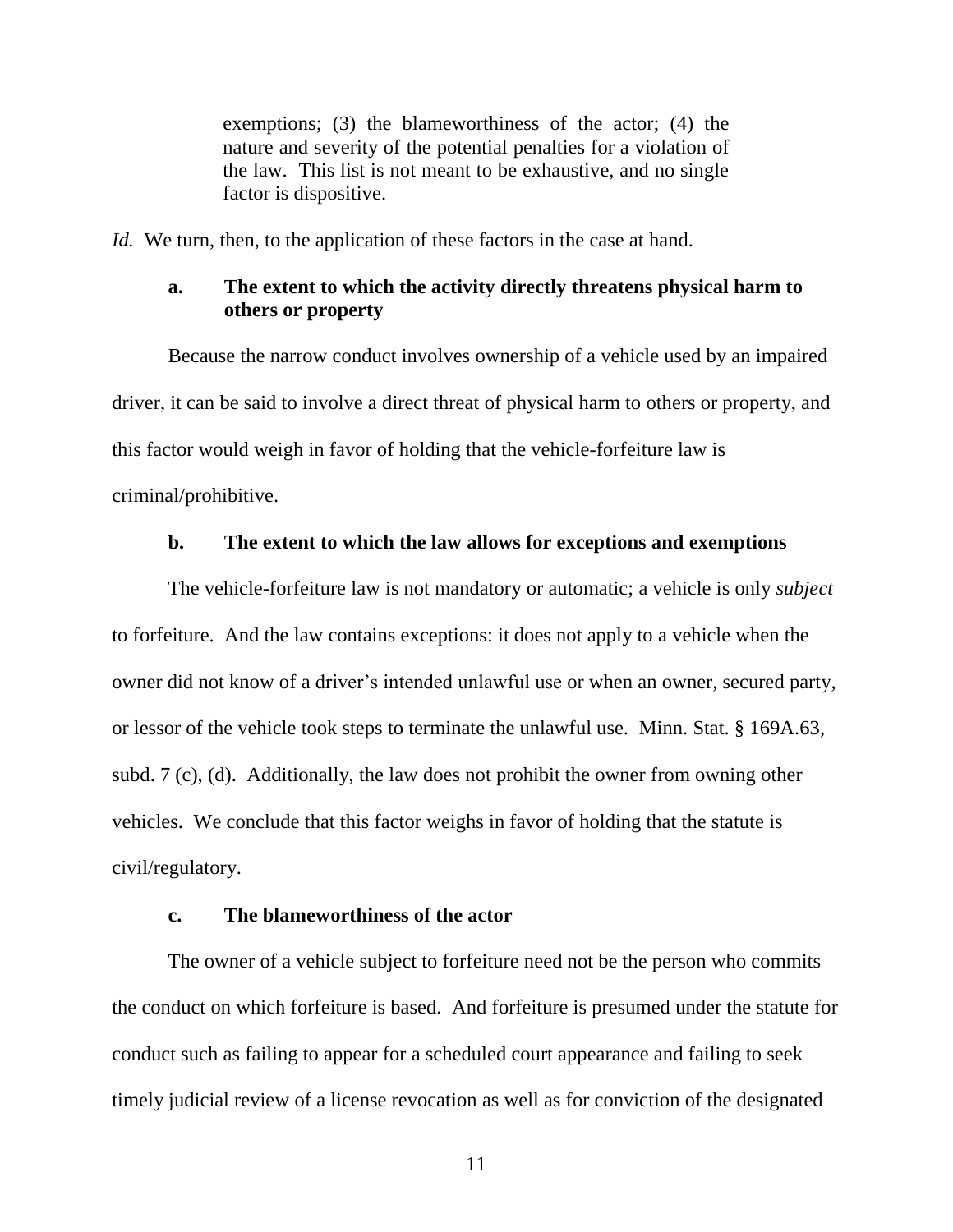> exemptions; (3) the blameworthiness of the actor; (4) the nature and severity of the potential penalties for a violation of the law. This list is not meant to be exhaustive, and no single factor is dispositive.

*Id.* We turn, then, to the application of these factors in the case at hand.

**a. The extent to which the activity directly threatens physical harm to others or property**

Because the narrow conduct involves ownership of a vehicle used by an impaired driver, it can be said to involve a direct threat of physical harm to others or property, and this factor would weigh in favor of holding that the vehicle-forfeiture law is criminal/prohibitive.

**b. The extent to which the law allows for exceptions and exemptions**

The vehicle-forfeiture law is not mandatory or automatic; a vehicle is only *subject* to forfeiture. And the law contains exceptions: it does not apply to a vehicle when the owner did not know of a driver's intended unlawful use or when an owner, secured party, or lessor of the vehicle took steps to terminate the unlawful use. Minn. Stat. § 169A.63, subd. 7 (c), (d). Additionally, the law does not prohibit the owner from owning other vehicles. We conclude that this factor weighs in favor of holding that the statute is civil/regulatory.

**c. The blameworthiness of the actor**

The owner of a vehicle subject to forfeiture need not be the person who commits the conduct on which forfeiture is based. And forfeiture is presumed under the statute for conduct such as failing to appear for a scheduled court appearance and failing to seek timely judicial review of a license revocation as well as for conviction of the designated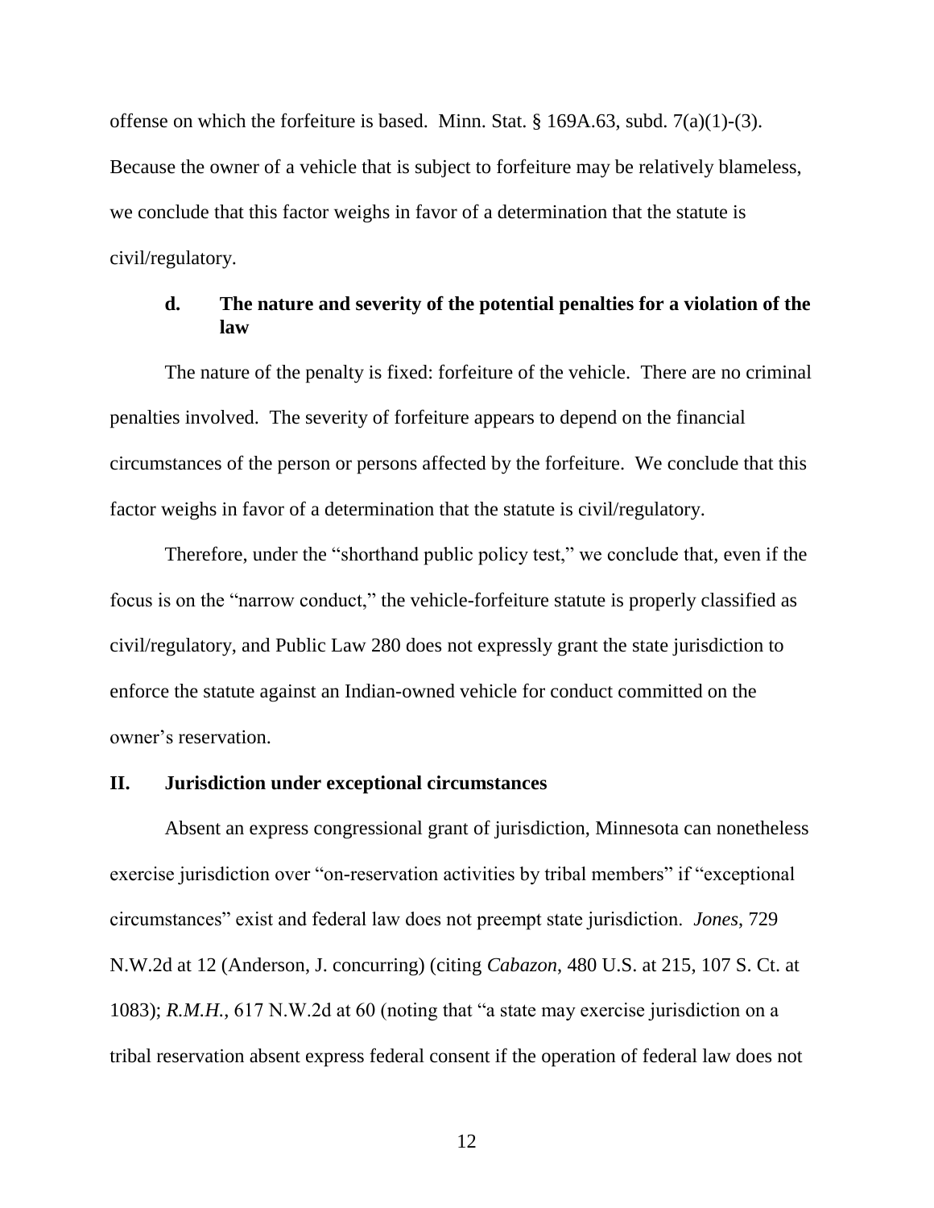offense on which the forfeiture is based. Minn. Stat. § 169A.63, subd. 7(a)(1)-(3). Because the owner of a vehicle that is subject to forfeiture may be relatively blameless, we conclude that this factor weighs in favor of a determination that the statute is civil/regulatory.

### d. The nature and severity of the potential penalties for a violation of the law

The nature of the penalty is fixed: forfeiture of the vehicle. There are no criminal penalties involved. The severity of forfeiture appears to depend on the financial circumstances of the person or persons affected by the forfeiture. We conclude that this factor weighs in favor of a determination that the statute is civil/regulatory.

Therefore, under the "shorthand public policy test," we conclude that, even if the focus is on the "narrow conduct," the vehicle-forfeiture statute is properly classified as civil/regulatory, and Public Law 280 does not expressly grant the state jurisdiction to enforce the statute against an Indian-owned vehicle for conduct committed on the owner's reservation.

## II. Jurisdiction under exceptional circumstances

Absent an express congressional grant of jurisdiction, Minnesota can nonetheless exercise jurisdiction over "on-reservation activities by tribal members" if "exceptional circumstances" exist and federal law does not preempt state jurisdiction. *Jones*, 729 N.W.2d at 12 (Anderson, J. concurring) (citing *Cabazon*, 480 U.S. at 215, 107 S. Ct. at 1083); *R.M.H.*, 617 N.W.2d at 60 (noting that "a state may exercise jurisdiction on a tribal reservation absent express federal consent if the operation of federal law does not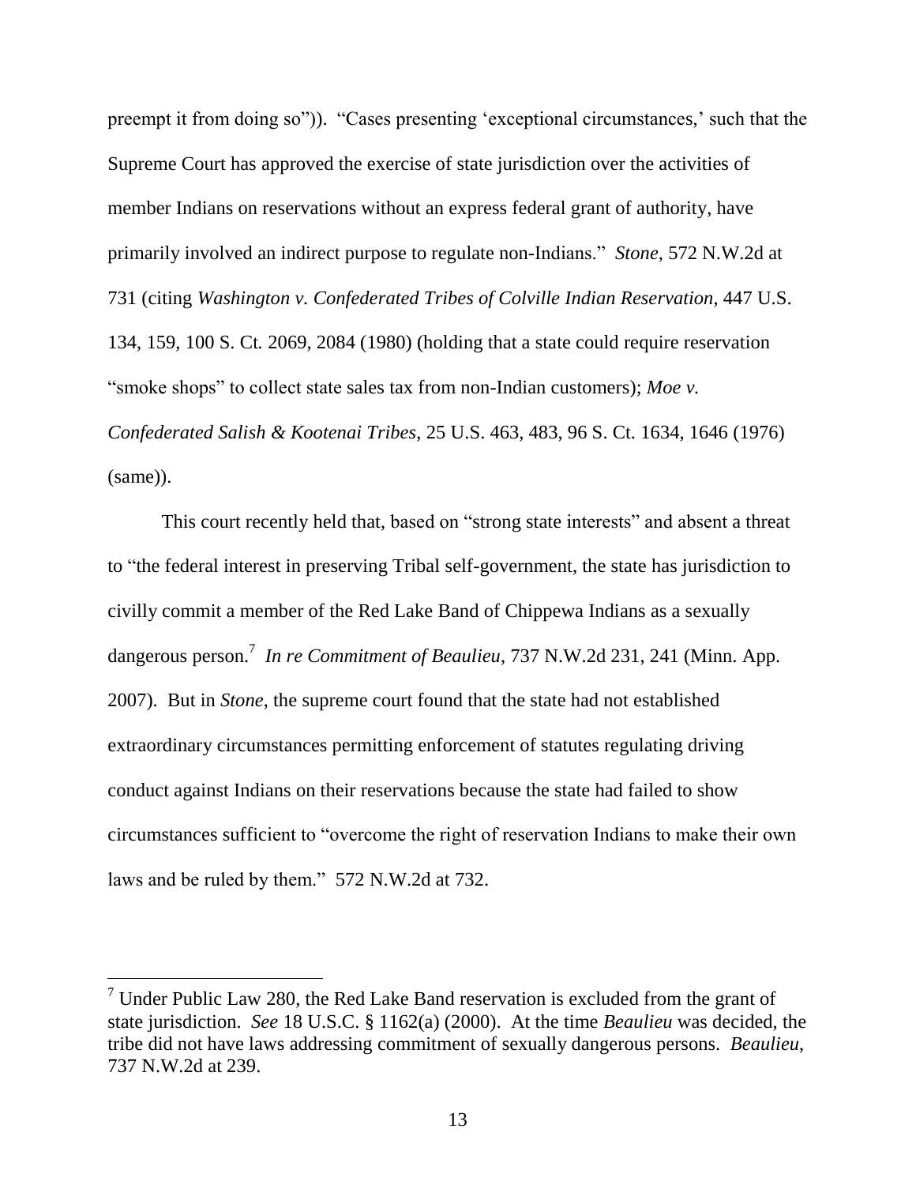preempt it from doing so")). "Cases presenting 'exceptional circumstances,' such that the Supreme Court has approved the exercise of state jurisdiction over the activities of member Indians on reservations without an express federal grant of authority, have primarily involved an indirect purpose to regulate non-Indians." *Stone*, 572 N.W.2d at 731 (citing *Washington v. Confederated Tribes of Colville Indian Reservation*, 447 U.S. 134, 159, 100 S. Ct. 2069, 2084 (1980) (holding that a state could require reservation "smoke shops" to collect state sales tax from non-Indian customers); *Moe v. Confederated Salish & Kootenai Tribes*, 25 U.S. 463, 483, 96 S. Ct. 1634, 1646 (1976) (same)).

This court recently held that, based on "strong state interests" and absent a threat to "the federal interest in preserving Tribal self-government, the state has jurisdiction to civilly commit a member of the Red Lake Band of Chippewa Indians as a sexually dangerous person.[7] *In re Commitment of Beaulieu*, 737 N.W.2d 231, 241 (Minn. App. 2007). But in *Stone*, the supreme court found that the state had not established extraordinary circumstances permitting enforcement of statutes regulating driving conduct against Indians on their reservations because the state had failed to show circumstances sufficient to "overcome the right of reservation Indians to make their own laws and be ruled by them." 572 N.W.2d at 732.

---

[7] Under Public Law 280, the Red Lake Band reservation is excluded from the grant of state jurisdiction. *See* 18 U.S.C. § 1162(a) (2000). At the time *Beaulieu* was decided, the tribe did not have laws addressing commitment of sexually dangerous persons. *Beaulieu*, 737 N.W.2d at 239.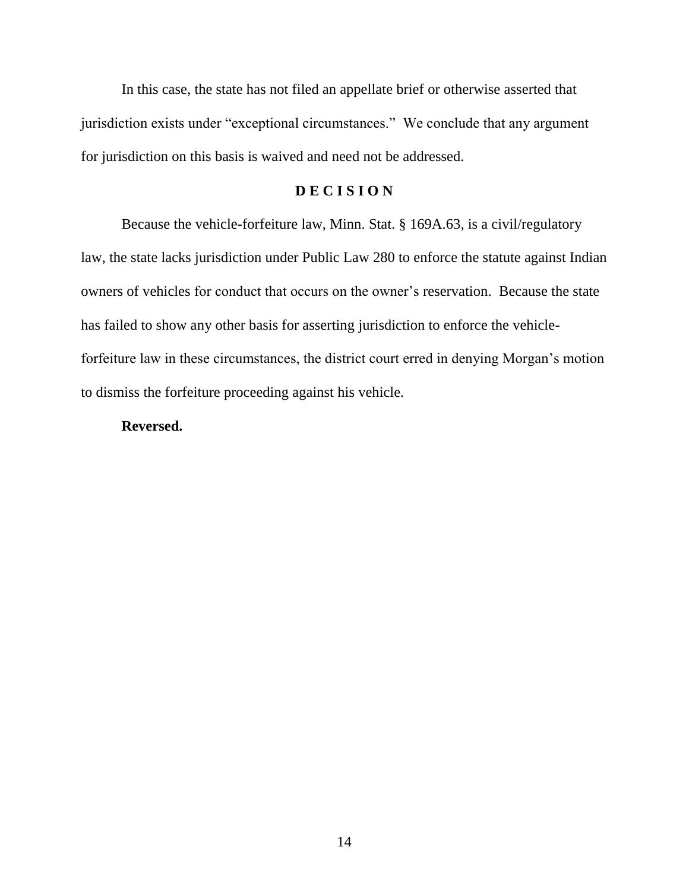In this case, the state has not filed an appellate brief or otherwise asserted that jurisdiction exists under "exceptional circumstances." We conclude that any argument for jurisdiction on this basis is waived and need not be addressed.

## D E C I S I O N

Because the vehicle-forfeiture law, Minn. Stat. § 169A.63, is a civil/regulatory law, the state lacks jurisdiction under Public Law 280 to enforce the statute against Indian owners of vehicles for conduct that occurs on the owner's reservation. Because the state has failed to show any other basis for asserting jurisdiction to enforce the vehicle-forfeiture law in these circumstances, the district court erred in denying Morgan's motion to dismiss the forfeiture proceeding against his vehicle.

**Reversed.**